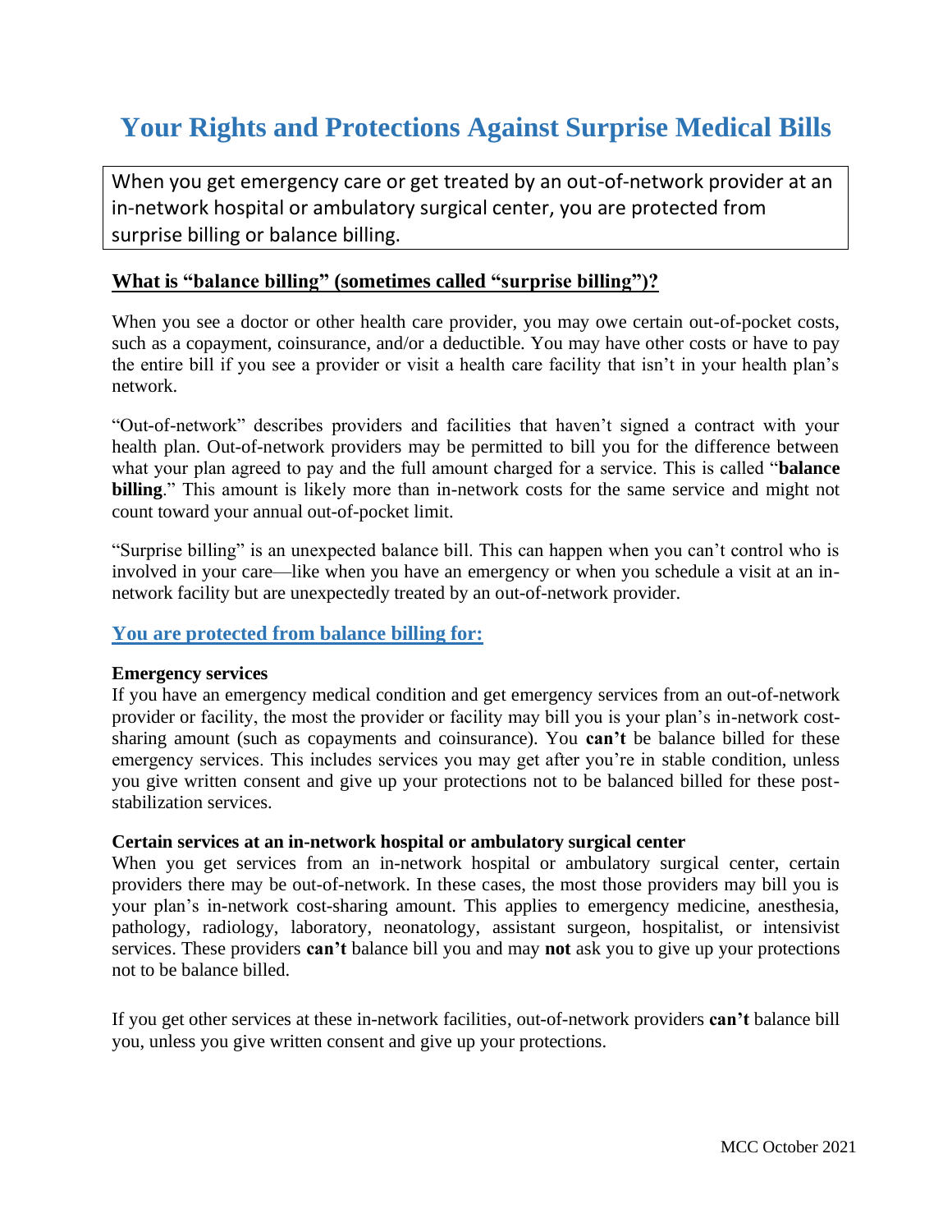# Your Rights and Protections Against Surprise Medical Bills

When you get emergency care or get treated by an out-of-network provider at an in-network hospital or ambulatory surgical center, you are protected from surprise billing or balance billing.

## What is "balance billing" (sometimes called "surprise billing")?

When you see a doctor or other health care provider, you may owe certain out-of-pocket costs, such as a copayment, coinsurance, and/or a deductible. You may have other costs or have to pay the entire bill if you see a provider or visit a health care facility that isn't in your health plan's network.

"Out-of-network" describes providers and facilities that haven't signed a contract with your health plan. Out-of-network providers may be permitted to bill you for the difference between what your plan agreed to pay and the full amount charged for a service. This is called "**balance billing**." This amount is likely more than in-network costs for the same service and might not count toward your annual out-of-pocket limit.

"Surprise billing" is an unexpected balance bill. This can happen when you can't control who is involved in your care—like when you have an emergency or when you schedule a visit at an in-network facility but are unexpectedly treated by an out-of-network provider.

## You are protected from balance billing for:

**Emergency services**

If you have an emergency medical condition and get emergency services from an out-of-network provider or facility, the most the provider or facility may bill you is your plan's in-network cost-sharing amount (such as copayments and coinsurance). You **can't** be balance billed for these emergency services. This includes services you may get after you're in stable condition, unless you give written consent and give up your protections not to be balanced billed for these post-stabilization services.

**Certain services at an in-network hospital or ambulatory surgical center**

When you get services from an in-network hospital or ambulatory surgical center, certain providers there may be out-of-network. In these cases, the most those providers may bill you is your plan's in-network cost-sharing amount. This applies to emergency medicine, anesthesia, pathology, radiology, laboratory, neonatology, assistant surgeon, hospitalist, or intensivist services. These providers **can't** balance bill you and may **not** ask you to give up your protections not to be balance billed.

If you get other services at these in-network facilities, out-of-network providers **can't** balance bill you, unless you give written consent and give up your protections.

MCC October 2021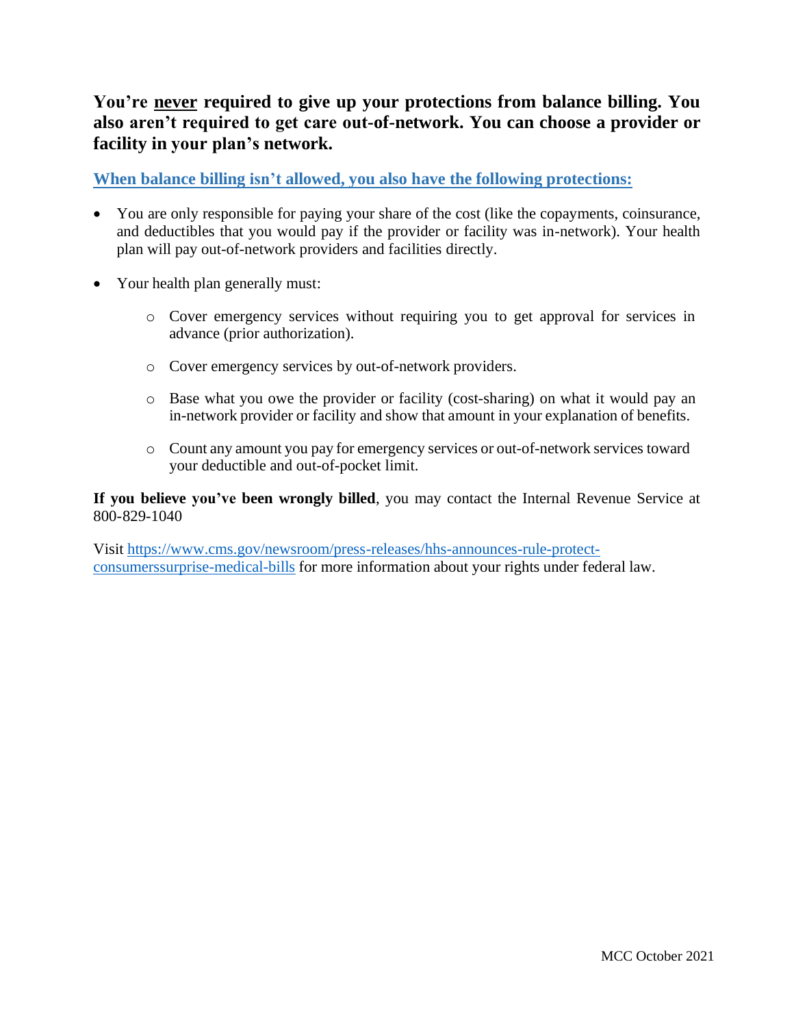**You're never required to give up your protections from balance billing. You also aren't required to get care out-of-network. You can choose a provider or facility in your plan's network.**

**When balance billing isn't allowed, you also have the following protections:**

- You are only responsible for paying your share of the cost (like the copayments, coinsurance, and deductibles that you would pay if the provider or facility was in-network). Your health plan will pay out-of-network providers and facilities directly.
- Your health plan generally must:
  - Cover emergency services without requiring you to get approval for services in advance (prior authorization).
  - Cover emergency services by out-of-network providers.
  - Base what you owe the provider or facility (cost-sharing) on what it would pay an in-network provider or facility and show that amount in your explanation of benefits.
  - Count any amount you pay for emergency services or out-of-network services toward your deductible and out-of-pocket limit.

**If you believe you've been wrongly billed**, you may contact the Internal Revenue Service at 800-829-1040

Visit https://www.cms.gov/newsroom/press-releases/hhs-announces-rule-protect-consumerssurprise-medical-bills for more information about your rights under federal law.

MCC October 2021